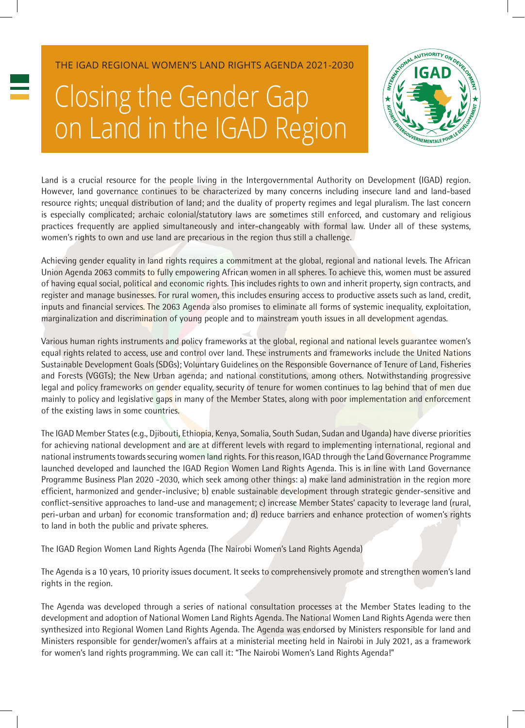THE IGAD REGIONAL WOMEN'S LAND RIGHTS AGENDA 2021-2030

# Closing the Gender Gap on Land in the IGAD Region

Land is a crucial resource for the people living in the Intergovernmental Authority on Development (IGAD) region. However, land governance continues to be characterized by many concerns including insecure land and land-based resource rights; unequal distribution of land; and the duality of property regimes and legal pluralism. The last concern is especially complicated; archaic colonial/statutory laws are sometimes still enforced, and customary and religious practices frequently are applied simultaneously and inter-changeably with formal law. Under all of these systems, women's rights to own and use land are precarious in the region thus still a challenge.

Achieving gender equality in land rights requires a commitment at the global, regional and national levels. The African Union Agenda 2063 commits to fully empowering African women in all spheres. To achieve this, women must be assured of having equal social, political and economic rights. This includes rights to own and inherit property, sign contracts, and register and manage businesses. For rural women, this includes ensuring access to productive assets such as land, credit, inputs and financial services. The 2063 Agenda also promises to eliminate all forms of systemic inequality, exploitation, marginalization and discrimination of young people and to mainstream youth issues in all development agendas.

Various human rights instruments and policy frameworks at the global, regional and national levels guarantee women's equal rights related to access, use and control over land. These instruments and frameworks include the United Nations Sustainable Development Goals (SDGs); Voluntary Guidelines on the Responsible Governance of Tenure of Land, Fisheries and Forests (VGGTs); the New Urban agenda; and national constitutions, among others. Notwithstanding progressive legal and policy frameworks on gender equality, security of tenure for women continues to lag behind that of men due mainly to policy and legislative gaps in many of the Member States, along with poor implementation and enforcement of the existing laws in some countries.

The IGAD Member States (e.g., Djibouti, Ethiopia, Kenya, Somalia, South Sudan, Sudan and Uganda) have diverse priorities for achieving national development and are at different levels with regard to implementing international, regional and national instruments towards securing women land rights. For this reason, IGAD through the Land Governance Programme launched developed and launched the IGAD Region Women Land Rights Agenda. This is in line with Land Governance Programme Business Plan 2020 -2030, which seek among other things: a) make land administration in the region more efficient, harmonized and gender-inclusive; b) enable sustainable development through strategic gender-sensitive and conflict-sensitive approaches to land-use and management; c) increase Member States' capacity to leverage land (rural, peri-urban and urban) for economic transformation and; d) reduce barriers and enhance protection of women's rights to land in both the public and private spheres.

The IGAD Region Women Land Rights Agenda (The Nairobi Women's Land Rights Agenda)

The Agenda is a 10 years, 10 priority issues document. It seeks to comprehensively promote and strengthen women's land rights in the region.

The Agenda was developed through a series of national consultation processes at the Member States leading to the development and adoption of National Women Land Rights Agenda. The National Women Land Rights Agenda were then synthesized into Regional Women Land Rights Agenda. The Agenda was endorsed by Ministers responsible for land and Ministers responsible for gender/women's affairs at a ministerial meeting held in Nairobi in July 2021, as a framework for women's land rights programming. We can call it: "The Nairobi Women's Land Rights Agenda!"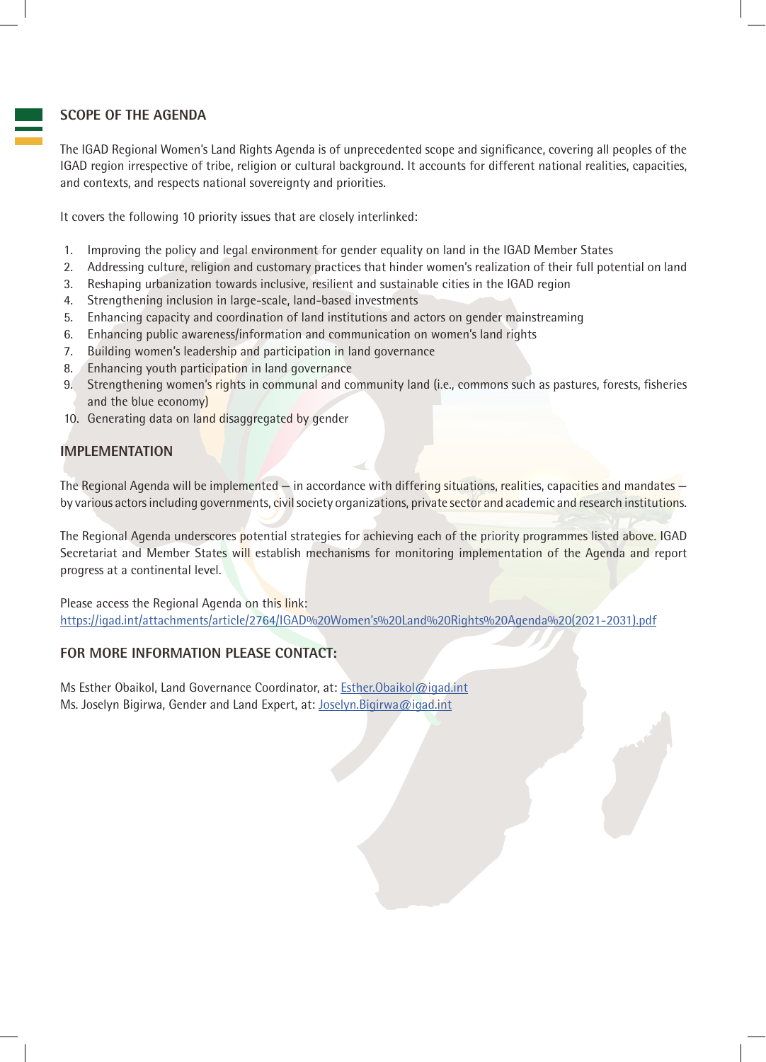## SCOPE OF THE AGENDA

The IGAD Regional Women's Land Rights Agenda is of unprecedented scope and significance, covering all peoples of the IGAD region irrespective of tribe, religion or cultural background. It accounts for different national realities, capacities, and contexts, and respects national sovereignty and priorities.

It covers the following 10 priority issues that are closely interlinked:

1. Improving the policy and legal environment for gender equality on land in the IGAD Member States
2. Addressing culture, religion and customary practices that hinder women's realization of their full potential on land
3. Reshaping urbanization towards inclusive, resilient and sustainable cities in the IGAD region
4. Strengthening inclusion in large-scale, land-based investments
5. Enhancing capacity and coordination of land institutions and actors on gender mainstreaming
6. Enhancing public awareness/information and communication on women's land rights
7. Building women's leadership and participation in land governance
8. Enhancing youth participation in land governance
9. Strengthening women's rights in communal and community land (i.e., commons such as pastures, forests, fisheries and the blue economy)
10. Generating data on land disaggregated by gender

## IMPLEMENTATION

The Regional Agenda will be implemented – in accordance with differing situations, realities, capacities and mandates – by various actors including governments, civil society organizations, private sector and academic and research institutions.

The Regional Agenda underscores potential strategies for achieving each of the priority programmes listed above. IGAD Secretariat and Member States will establish mechanisms for monitoring implementation of the Agenda and report progress at a continental level.

Please access the Regional Agenda on this link:
https://igad.int/attachments/article/2764/IGAD%20Women's%20Land%20Rights%20Agenda%20(2021-2031).pdf

## FOR MORE INFORMATION PLEASE CONTACT:

Ms Esther Obaikol, Land Governance Coordinator, at: Esther.Obaikol@igad.int
Ms. Joselyn Bigirwa, Gender and Land Expert, at: Joselyn.Bigirwa@igad.int